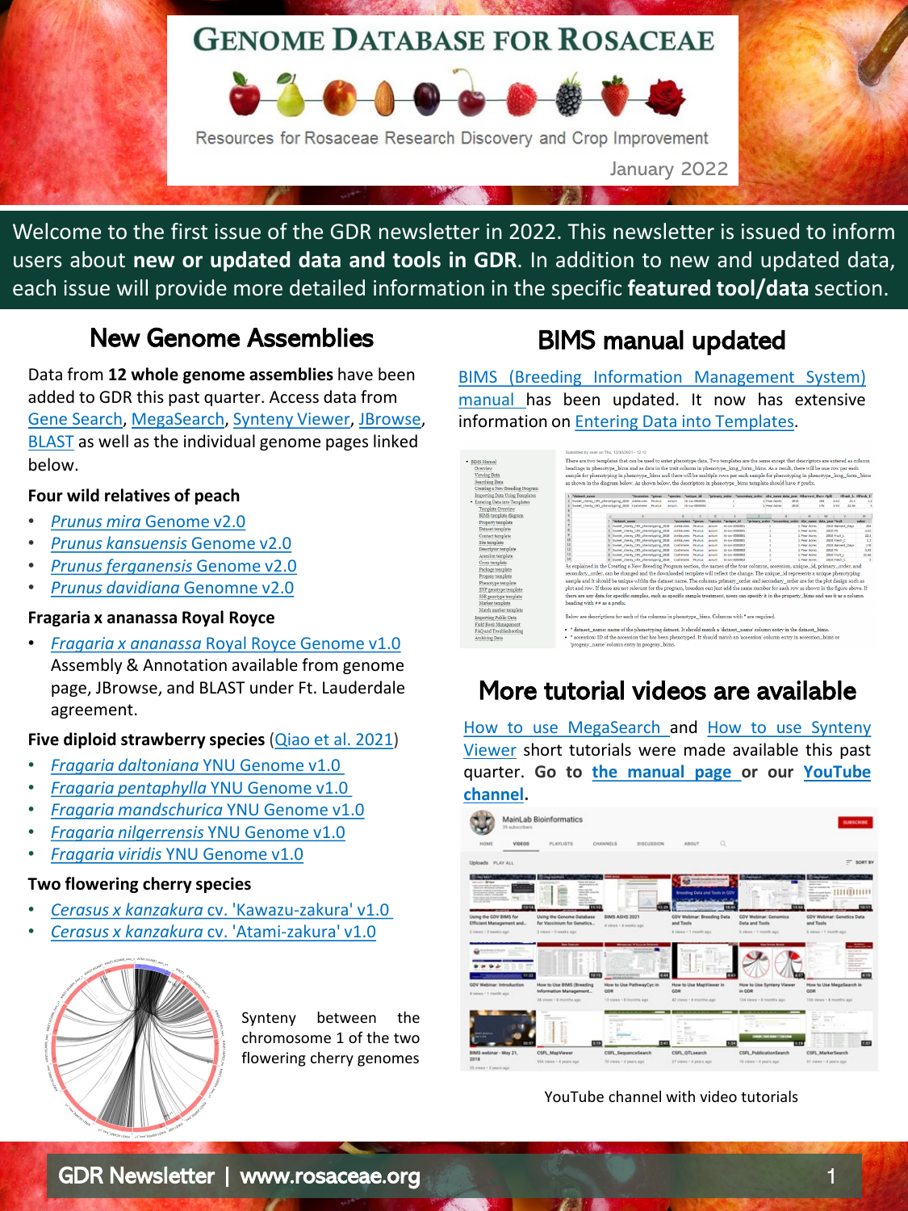# Genome Database for Rosaceae

Resources for Rosaceae Research Discovery and Crop Improvement

January 2022

Welcome to the first issue of the GDR newsletter in 2022. This newsletter is issued to inform users about **new or updated data and tools in GDR**. In addition to new and updated data, each issue will provide more detailed information in the specific **featured tool/data** section.

## New Genome Assemblies

Data from **12 whole genome assemblies** have been added to GDR this past quarter. Access data from Gene Search, MegaSearch, Synteny Viewer, JBrowse, BLAST as well as the individual genome pages linked below.

### Four wild relatives of peach

- *Prunus mira* Genome v2.0
- *Prunus kansuensis* Genome v2.0
- *Prunus ferganensis* Genome v2.0
- *Prunus davidiana* Genomne v2.0

### Fragaria x ananassa Royal Royce

- *Fragaria x ananassa* Royal Royce Genome v1.0
  Assembly & Annotation available from genome page, JBrowse, and BLAST under Ft. Lauderdale agreement.

### Five diploid strawberry species (Qiao et al. 2021)

- *Fragaria daltoniana* YNU Genome v1.0
- *Fragaria pentaphylla* YNU Genome v1.0
- *Fragaria mandschurica* YNU Genome v1.0
- *Fragaria nilgerrensis* YNU Genome v1.0
- *Fragaria viridis* YNU Genome v1.0

### Two flowering cherry species

- *Cerasus x kanzakura* cv. 'Kawazu-zakura' v1.0
- *Cerasus x kanzakura* cv. 'Atami-zakura' v1.0

Synteny between the chromosome 1 of the two flowering cherry genomes

## BIMS manual updated

BIMS (Breeding Information Management System) manual has been updated. It now has extensive information on Entering Data into Templates.

## More tutorial videos are available

How to use MegaSearch and How to use Synteny Viewer short tutorials were made available this past quarter. Go to **the manual page** or our **YouTube channel**.

YouTube channel with video tutorials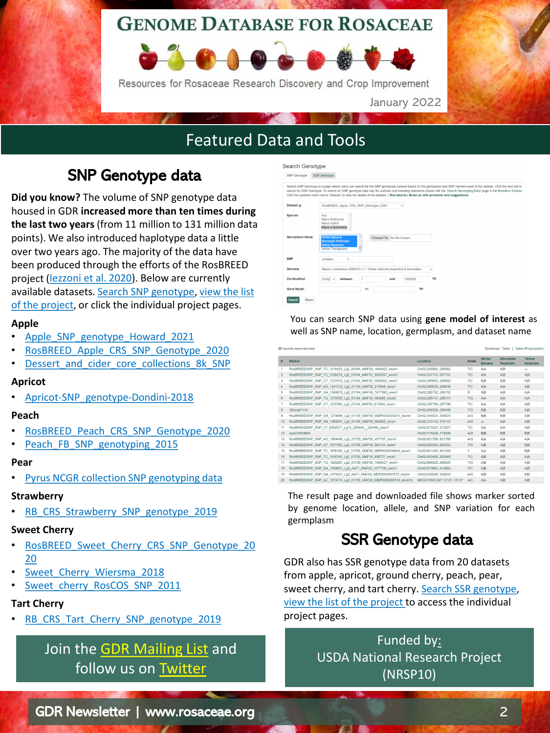# GENOME DATABASE FOR ROSACEAE

Resources for Rosaceae Research Discovery and Crop Improvement

January 2022

## Featured Data and Tools

### SNP Genotype data

**Did you know?** The volume of SNP genotype data housed in GDR **increased more than ten times during the last two years** (from 11 million to 131 million data points). We also introduced haplotype data a little over two years ago. The majority of the data have been produced through the efforts of the RosBREED project (Iezzoni et al. 2020). Below are currently available datasets. Search SNP genotype, view the list of the project, or click the individual project pages.

**Apple**

- Apple_SNP_genotype_Howard_2021
- RosBREED_Apple_CRS_SNP_Genotype_2020
- Dessert_and_cider_core_collections_8k_SNP

**Apricot**

- Apricot-SNP_genotype-Dondini-2018

**Peach**

- RosBREED_Peach_CRS_SNP_Genotype_2020
- Peach_FB_SNP_genotyping_2015

**Pear**

- Pyrus NCGR collection SNP genotyping data

**Strawberry**

- RB_CRS_Strawberry_SNP_genotype_2019

**Sweet Cherry**

- RosBREED_Sweet_Cherry_CRS_SNP_Genotype_2020
- Sweet_Cherry_Wiersma_2018
- Sweet_cherry_RosCOS_SNP_2011

**Tart Cherry**

- RB_CRS_Tart_Cherry_SNP_genotype_2019

You can search SNP data using **gene model of interest** as well as SNP name, location, germplasm, and dataset name

The result page and downloaded file shows marker sorted by genome location, allele, and SNP variation for each germplasm

### SSR Genotype data

GDR also has SSR genotype data from 20 datasets from apple, apricot, ground cherry, peach, pear, sweet cherry, and tart cherry. Search SSR genotype, view the list of the project to access the individual project pages.

Join the GDR Mailing List and follow us on Twitter

Funded by:
USDA National Research Project (NRSP10)